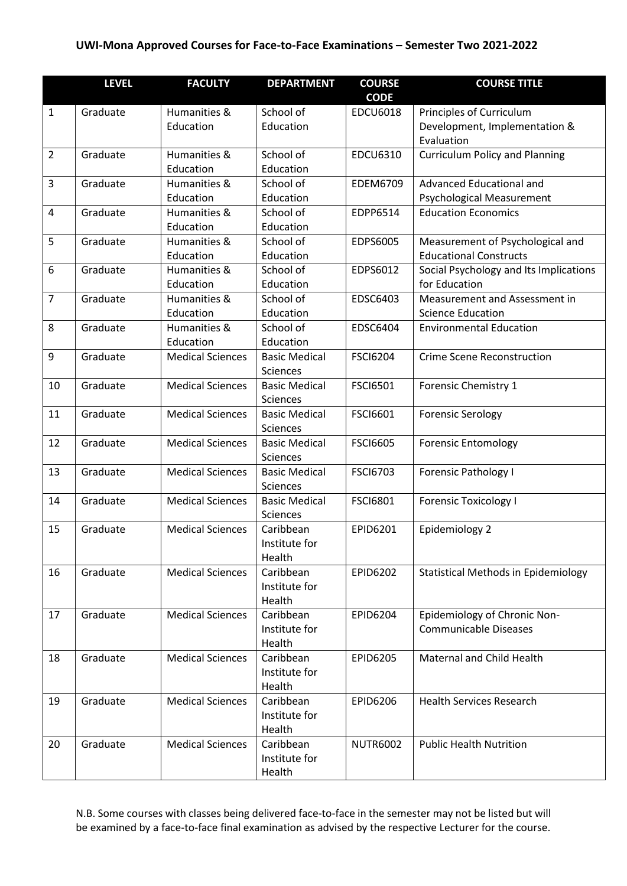# UWI-Mona Approved Courses for Face-to-Face Examinations – Semester Two 2021-2022

| | LEVEL | FACULTY | DEPARTMENT | COURSE CODE | COURSE TITLE |
|---|---|---|---|---|---|
| 1 | Graduate | Humanities & Education | School of Education | EDCU6018 | Principles of Curriculum Development, Implementation & Evaluation |
| 2 | Graduate | Humanities & Education | School of Education | EDCU6310 | Curriculum Policy and Planning |
| 3 | Graduate | Humanities & Education | School of Education | EDEM6709 | Advanced Educational and Psychological Measurement |
| 4 | Graduate | Humanities & Education | School of Education | EDPP6514 | Education Economics |
| 5 | Graduate | Humanities & Education | School of Education | EDPS6005 | Measurement of Psychological and Educational Constructs |
| 6 | Graduate | Humanities & Education | School of Education | EDPS6012 | Social Psychology and Its Implications for Education |
| 7 | Graduate | Humanities & Education | School of Education | EDSC6403 | Measurement and Assessment in Science Education |
| 8 | Graduate | Humanities & Education | School of Education | EDSC6404 | Environmental Education |
| 9 | Graduate | Medical Sciences | Basic Medical Sciences | FSCI6204 | Crime Scene Reconstruction |
| 10 | Graduate | Medical Sciences | Basic Medical Sciences | FSCI6501 | Forensic Chemistry 1 |
| 11 | Graduate | Medical Sciences | Basic Medical Sciences | FSCI6601 | Forensic Serology |
| 12 | Graduate | Medical Sciences | Basic Medical Sciences | FSCI6605 | Forensic Entomology |
| 13 | Graduate | Medical Sciences | Basic Medical Sciences | FSCI6703 | Forensic Pathology I |
| 14 | Graduate | Medical Sciences | Basic Medical Sciences | FSCI6801 | Forensic Toxicology I |
| 15 | Graduate | Medical Sciences | Caribbean Institute for Health | EPID6201 | Epidemiology 2 |
| 16 | Graduate | Medical Sciences | Caribbean Institute for Health | EPID6202 | Statistical Methods in Epidemiology |
| 17 | Graduate | Medical Sciences | Caribbean Institute for Health | EPID6204 | Epidemiology of Chronic Non-Communicable Diseases |
| 18 | Graduate | Medical Sciences | Caribbean Institute for Health | EPID6205 | Maternal and Child Health |
| 19 | Graduate | Medical Sciences | Caribbean Institute for Health | EPID6206 | Health Services Research |
| 20 | Graduate | Medical Sciences | Caribbean Institute for Health | NUTR6002 | Public Health Nutrition |

N.B. Some courses with classes being delivered face-to-face in the semester may not be listed but will be examined by a face-to-face final examination as advised by the respective Lecturer for the course.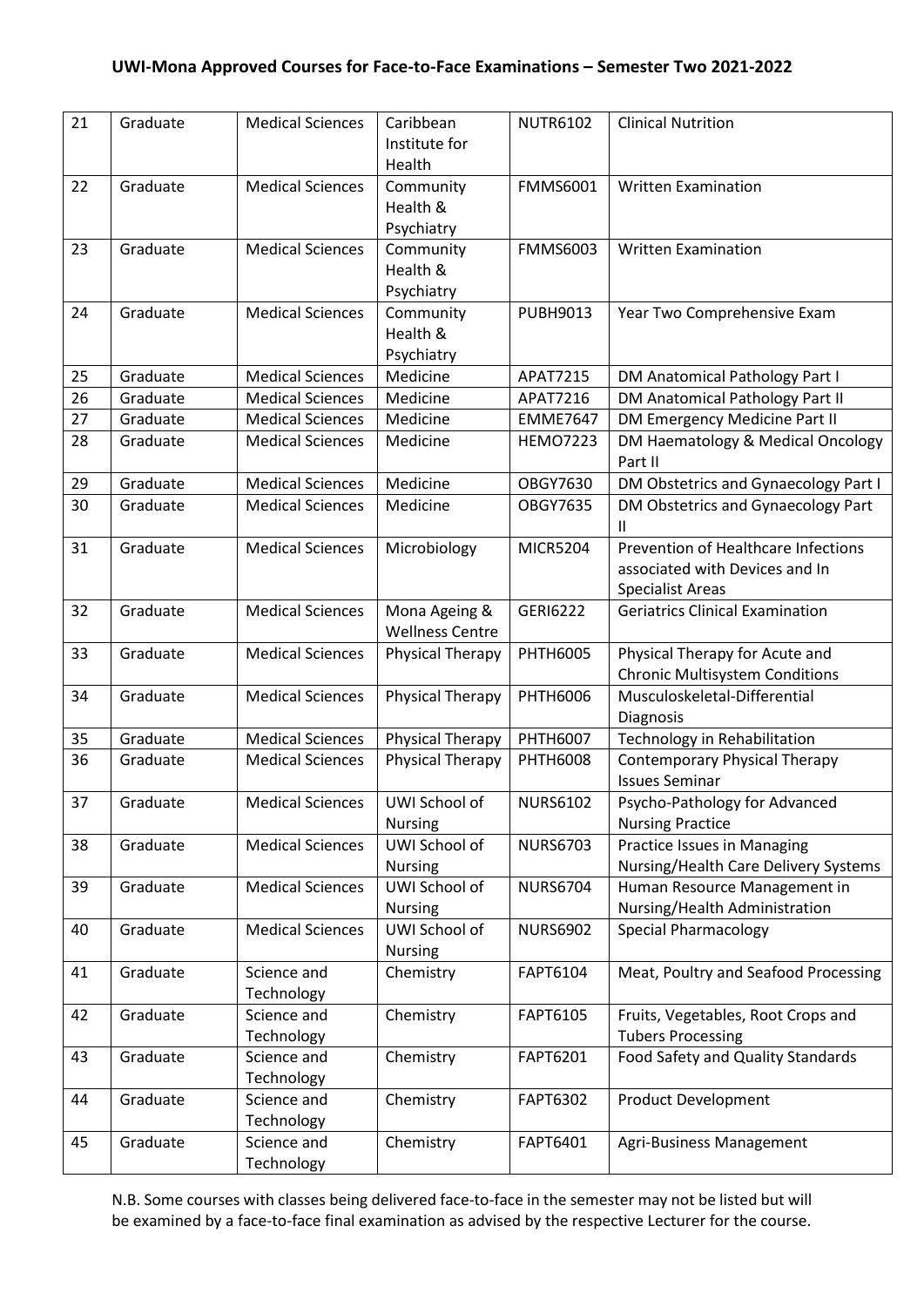## UWI-Mona Approved Courses for Face-to-Face Examinations – Semester Two 2021-2022

| | | | | | |
|---|---|---|---|---|---|
| 21 | Graduate | Medical Sciences | Caribbean Institute for Health | NUTR6102 | Clinical Nutrition |
| 22 | Graduate | Medical Sciences | Community Health & Psychiatry | FMMS6001 | Written Examination |
| 23 | Graduate | Medical Sciences | Community Health & Psychiatry | FMMS6003 | Written Examination |
| 24 | Graduate | Medical Sciences | Community Health & Psychiatry | PUBH9013 | Year Two Comprehensive Exam |
| 25 | Graduate | Medical Sciences | Medicine | APAT7215 | DM Anatomical Pathology Part I |
| 26 | Graduate | Medical Sciences | Medicine | APAT7216 | DM Anatomical Pathology Part II |
| 27 | Graduate | Medical Sciences | Medicine | EMME7647 | DM Emergency Medicine Part II |
| 28 | Graduate | Medical Sciences | Medicine | HEMO7223 | DM Haematology & Medical Oncology Part II |
| 29 | Graduate | Medical Sciences | Medicine | OBGY7630 | DM Obstetrics and Gynaecology Part I |
| 30 | Graduate | Medical Sciences | Medicine | OBGY7635 | DM Obstetrics and Gynaecology Part II |
| 31 | Graduate | Medical Sciences | Microbiology | MICR5204 | Prevention of Healthcare Infections associated with Devices and In Specialist Areas |
| 32 | Graduate | Medical Sciences | Mona Ageing & Wellness Centre | GERI6222 | Geriatrics Clinical Examination |
| 33 | Graduate | Medical Sciences | Physical Therapy | PHTH6005 | Physical Therapy for Acute and Chronic Multisystem Conditions |
| 34 | Graduate | Medical Sciences | Physical Therapy | PHTH6006 | Musculoskeletal-Differential Diagnosis |
| 35 | Graduate | Medical Sciences | Physical Therapy | PHTH6007 | Technology in Rehabilitation |
| 36 | Graduate | Medical Sciences | Physical Therapy | PHTH6008 | Contemporary Physical Therapy Issues Seminar |
| 37 | Graduate | Medical Sciences | UWI School of Nursing | NURS6102 | Psycho-Pathology for Advanced Nursing Practice |
| 38 | Graduate | Medical Sciences | UWI School of Nursing | NURS6703 | Practice Issues in Managing Nursing/Health Care Delivery Systems |
| 39 | Graduate | Medical Sciences | UWI School of Nursing | NURS6704 | Human Resource Management in Nursing/Health Administration |
| 40 | Graduate | Medical Sciences | UWI School of Nursing | NURS6902 | Special Pharmacology |
| 41 | Graduate | Science and Technology | Chemistry | FAPT6104 | Meat, Poultry and Seafood Processing |
| 42 | Graduate | Science and Technology | Chemistry | FAPT6105 | Fruits, Vegetables, Root Crops and Tubers Processing |
| 43 | Graduate | Science and Technology | Chemistry | FAPT6201 | Food Safety and Quality Standards |
| 44 | Graduate | Science and Technology | Chemistry | FAPT6302 | Product Development |
| 45 | Graduate | Science and Technology | Chemistry | FAPT6401 | Agri-Business Management |

N.B. Some courses with classes being delivered face-to-face in the semester may not be listed but will be examined by a face-to-face final examination as advised by the respective Lecturer for the course.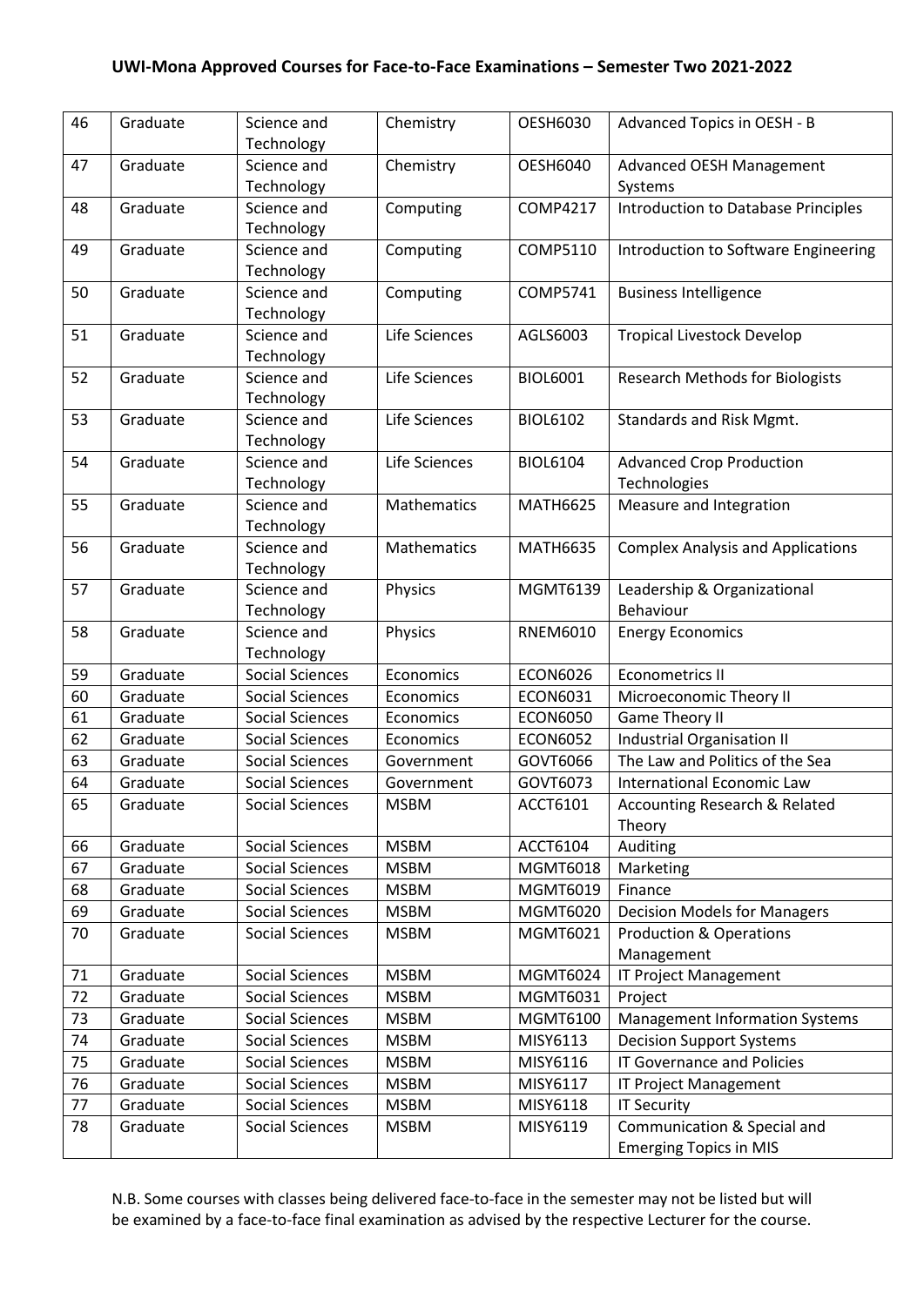## UWI-Mona Approved Courses for Face-to-Face Examinations – Semester Two 2021-2022

| | | | | | |
|---|---|---|---|---|---|
| 46 | Graduate | Science and Technology | Chemistry | OESH6030 | Advanced Topics in OESH - B |
| 47 | Graduate | Science and Technology | Chemistry | OESH6040 | Advanced OESH Management Systems |
| 48 | Graduate | Science and Technology | Computing | COMP4217 | Introduction to Database Principles |
| 49 | Graduate | Science and Technology | Computing | COMP5110 | Introduction to Software Engineering |
| 50 | Graduate | Science and Technology | Computing | COMP5741 | Business Intelligence |
| 51 | Graduate | Science and Technology | Life Sciences | AGLS6003 | Tropical Livestock Develop |
| 52 | Graduate | Science and Technology | Life Sciences | BIOL6001 | Research Methods for Biologists |
| 53 | Graduate | Science and Technology | Life Sciences | BIOL6102 | Standards and Risk Mgmt. |
| 54 | Graduate | Science and Technology | Life Sciences | BIOL6104 | Advanced Crop Production Technologies |
| 55 | Graduate | Science and Technology | Mathematics | MATH6625 | Measure and Integration |
| 56 | Graduate | Science and Technology | Mathematics | MATH6635 | Complex Analysis and Applications |
| 57 | Graduate | Science and Technology | Physics | MGMT6139 | Leadership & Organizational Behaviour |
| 58 | Graduate | Science and Technology | Physics | RNEM6010 | Energy Economics |
| 59 | Graduate | Social Sciences | Economics | ECON6026 | Econometrics II |
| 60 | Graduate | Social Sciences | Economics | ECON6031 | Microeconomic Theory II |
| 61 | Graduate | Social Sciences | Economics | ECON6050 | Game Theory II |
| 62 | Graduate | Social Sciences | Economics | ECON6052 | Industrial Organisation II |
| 63 | Graduate | Social Sciences | Government | GOVT6066 | The Law and Politics of the Sea |
| 64 | Graduate | Social Sciences | Government | GOVT6073 | International Economic Law |
| 65 | Graduate | Social Sciences | MSBM | ACCT6101 | Accounting Research & Related Theory |
| 66 | Graduate | Social Sciences | MSBM | ACCT6104 | Auditing |
| 67 | Graduate | Social Sciences | MSBM | MGMT6018 | Marketing |
| 68 | Graduate | Social Sciences | MSBM | MGMT6019 | Finance |
| 69 | Graduate | Social Sciences | MSBM | MGMT6020 | Decision Models for Managers |
| 70 | Graduate | Social Sciences | MSBM | MGMT6021 | Production & Operations Management |
| 71 | Graduate | Social Sciences | MSBM | MGMT6024 | IT Project Management |
| 72 | Graduate | Social Sciences | MSBM | MGMT6031 | Project |
| 73 | Graduate | Social Sciences | MSBM | MGMT6100 | Management Information Systems |
| 74 | Graduate | Social Sciences | MSBM | MISY6113 | Decision Support Systems |
| 75 | Graduate | Social Sciences | MSBM | MISY6116 | IT Governance and Policies |
| 76 | Graduate | Social Sciences | MSBM | MISY6117 | IT Project Management |
| 77 | Graduate | Social Sciences | MSBM | MISY6118 | IT Security |
| 78 | Graduate | Social Sciences | MSBM | MISY6119 | Communication & Special and Emerging Topics in MIS |

N.B. Some courses with classes being delivered face-to-face in the semester may not be listed but will be examined by a face-to-face final examination as advised by the respective Lecturer for the course.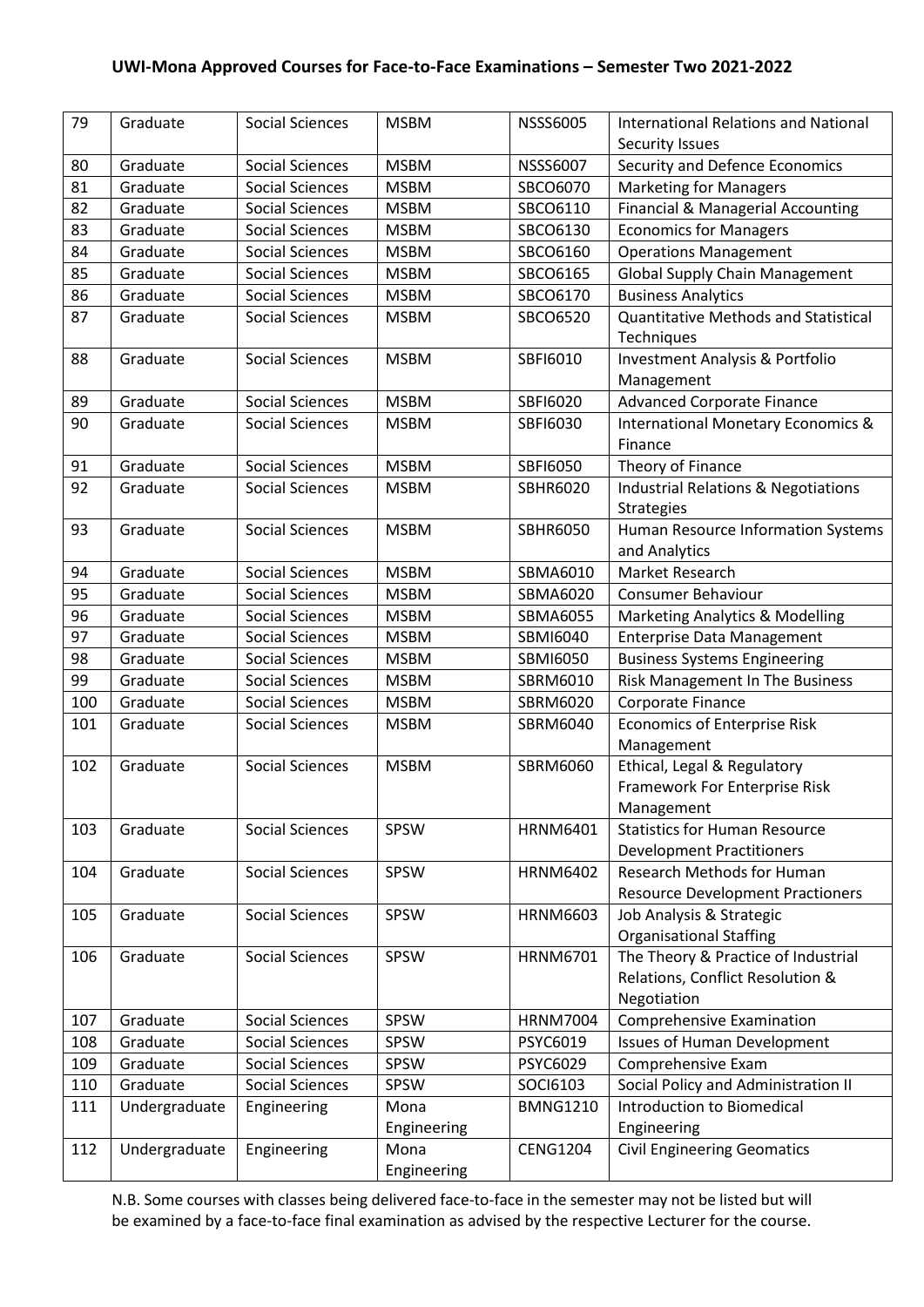## UWI-Mona Approved Courses for Face-to-Face Examinations – Semester Two 2021-2022

| | | | | | |
|---|---|---|---|---|---|
| 79 | Graduate | Social Sciences | MSBM | NSSS6005 | International Relations and National Security Issues |
| 80 | Graduate | Social Sciences | MSBM | NSSS6007 | Security and Defence Economics |
| 81 | Graduate | Social Sciences | MSBM | SBCO6070 | Marketing for Managers |
| 82 | Graduate | Social Sciences | MSBM | SBCO6110 | Financial & Managerial Accounting |
| 83 | Graduate | Social Sciences | MSBM | SBCO6130 | Economics for Managers |
| 84 | Graduate | Social Sciences | MSBM | SBCO6160 | Operations Management |
| 85 | Graduate | Social Sciences | MSBM | SBCO6165 | Global Supply Chain Management |
| 86 | Graduate | Social Sciences | MSBM | SBCO6170 | Business Analytics |
| 87 | Graduate | Social Sciences | MSBM | SBCO6520 | Quantitative Methods and Statistical Techniques |
| 88 | Graduate | Social Sciences | MSBM | SBFI6010 | Investment Analysis & Portfolio Management |
| 89 | Graduate | Social Sciences | MSBM | SBFI6020 | Advanced Corporate Finance |
| 90 | Graduate | Social Sciences | MSBM | SBFI6030 | International Monetary Economics & Finance |
| 91 | Graduate | Social Sciences | MSBM | SBFI6050 | Theory of Finance |
| 92 | Graduate | Social Sciences | MSBM | SBHR6020 | Industrial Relations & Negotiations Strategies |
| 93 | Graduate | Social Sciences | MSBM | SBHR6050 | Human Resource Information Systems and Analytics |
| 94 | Graduate | Social Sciences | MSBM | SBMA6010 | Market Research |
| 95 | Graduate | Social Sciences | MSBM | SBMA6020 | Consumer Behaviour |
| 96 | Graduate | Social Sciences | MSBM | SBMA6055 | Marketing Analytics & Modelling |
| 97 | Graduate | Social Sciences | MSBM | SBMI6040 | Enterprise Data Management |
| 98 | Graduate | Social Sciences | MSBM | SBMI6050 | Business Systems Engineering |
| 99 | Graduate | Social Sciences | MSBM | SBRM6010 | Risk Management In The Business |
| 100 | Graduate | Social Sciences | MSBM | SBRM6020 | Corporate Finance |
| 101 | Graduate | Social Sciences | MSBM | SBRM6040 | Economics of Enterprise Risk Management |
| 102 | Graduate | Social Sciences | MSBM | SBRM6060 | Ethical, Legal & Regulatory Framework For Enterprise Risk Management |
| 103 | Graduate | Social Sciences | SPSW | HRNM6401 | Statistics for Human Resource Development Practitioners |
| 104 | Graduate | Social Sciences | SPSW | HRNM6402 | Research Methods for Human Resource Development Practioners |
| 105 | Graduate | Social Sciences | SPSW | HRNM6603 | Job Analysis & Strategic Organisational Staffing |
| 106 | Graduate | Social Sciences | SPSW | HRNM6701 | The Theory & Practice of Industrial Relations, Conflict Resolution & Negotiation |
| 107 | Graduate | Social Sciences | SPSW | HRNM7004 | Comprehensive Examination |
| 108 | Graduate | Social Sciences | SPSW | PSYC6019 | Issues of Human Development |
| 109 | Graduate | Social Sciences | SPSW | PSYC6029 | Comprehensive Exam |
| 110 | Graduate | Social Sciences | SPSW | SOCI6103 | Social Policy and Administration II |
| 111 | Undergraduate | Engineering | Mona Engineering | BMNG1210 | Introduction to Biomedical Engineering |
| 112 | Undergraduate | Engineering | Mona Engineering | CENG1204 | Civil Engineering Geomatics |

N.B. Some courses with classes being delivered face-to-face in the semester may not be listed but will be examined by a face-to-face final examination as advised by the respective Lecturer for the course.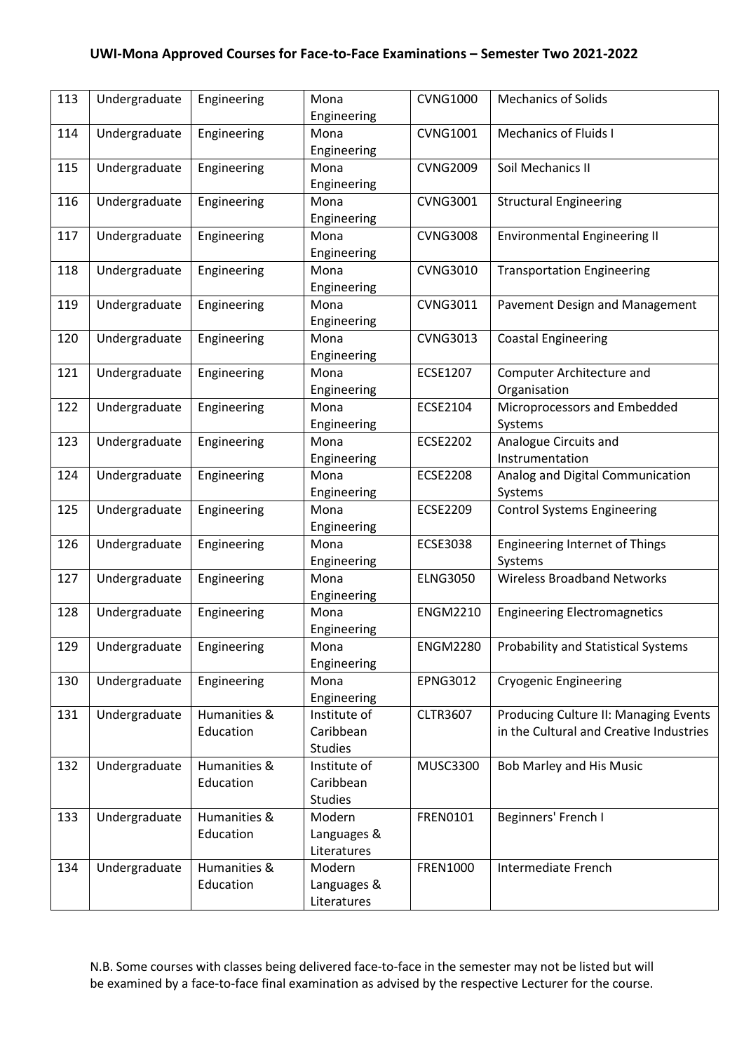## UWI-Mona Approved Courses for Face-to-Face Examinations – Semester Two 2021-2022

| | | | | | |
|---|---|---|---|---|---|
| 113 | Undergraduate | Engineering | Mona Engineering | CVNG1000 | Mechanics of Solids |
| 114 | Undergraduate | Engineering | Mona Engineering | CVNG1001 | Mechanics of Fluids I |
| 115 | Undergraduate | Engineering | Mona Engineering | CVNG2009 | Soil Mechanics II |
| 116 | Undergraduate | Engineering | Mona Engineering | CVNG3001 | Structural Engineering |
| 117 | Undergraduate | Engineering | Mona Engineering | CVNG3008 | Environmental Engineering II |
| 118 | Undergraduate | Engineering | Mona Engineering | CVNG3010 | Transportation Engineering |
| 119 | Undergraduate | Engineering | Mona Engineering | CVNG3011 | Pavement Design and Management |
| 120 | Undergraduate | Engineering | Mona Engineering | CVNG3013 | Coastal Engineering |
| 121 | Undergraduate | Engineering | Mona Engineering | ECSE1207 | Computer Architecture and Organisation |
| 122 | Undergraduate | Engineering | Mona Engineering | ECSE2104 | Microprocessors and Embedded Systems |
| 123 | Undergraduate | Engineering | Mona Engineering | ECSE2202 | Analogue Circuits and Instrumentation |
| 124 | Undergraduate | Engineering | Mona Engineering | ECSE2208 | Analog and Digital Communication Systems |
| 125 | Undergraduate | Engineering | Mona Engineering | ECSE2209 | Control Systems Engineering |
| 126 | Undergraduate | Engineering | Mona Engineering | ECSE3038 | Engineering Internet of Things Systems |
| 127 | Undergraduate | Engineering | Mona Engineering | ELNG3050 | Wireless Broadband Networks |
| 128 | Undergraduate | Engineering | Mona Engineering | ENGM2210 | Engineering Electromagnetics |
| 129 | Undergraduate | Engineering | Mona Engineering | ENGM2280 | Probability and Statistical Systems |
| 130 | Undergraduate | Engineering | Mona Engineering | EPNG3012 | Cryogenic Engineering |
| 131 | Undergraduate | Humanities & Education | Institute of Caribbean Studies | CLTR3607 | Producing Culture II: Managing Events in the Cultural and Creative Industries |
| 132 | Undergraduate | Humanities & Education | Institute of Caribbean Studies | MUSC3300 | Bob Marley and His Music |
| 133 | Undergraduate | Humanities & Education | Modern Languages & Literatures | FREN0101 | Beginners' French I |
| 134 | Undergraduate | Humanities & Education | Modern Languages & Literatures | FREN1000 | Intermediate French |

N.B. Some courses with classes being delivered face-to-face in the semester may not be listed but will be examined by a face-to-face final examination as advised by the respective Lecturer for the course.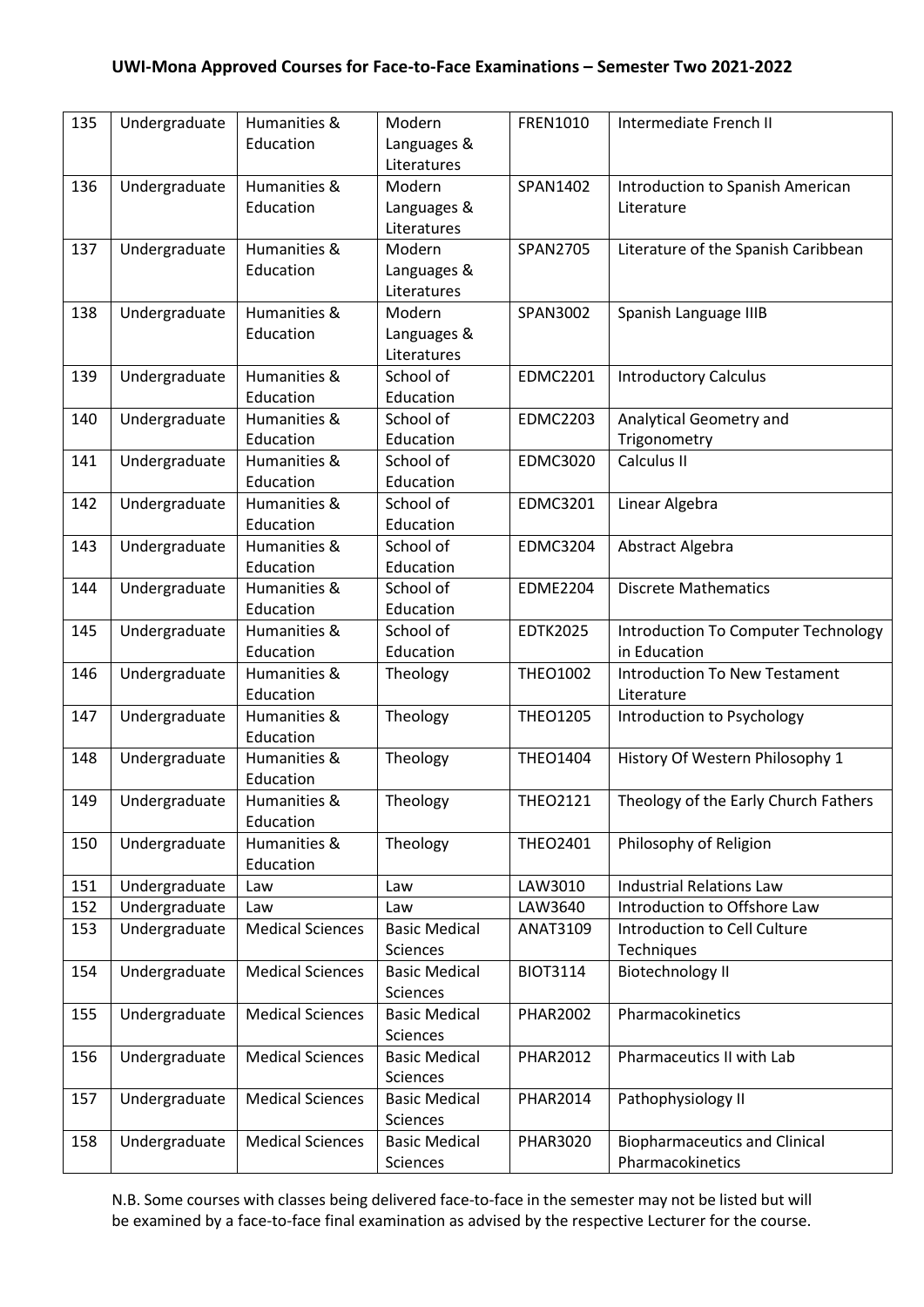## UWI-Mona Approved Courses for Face-to-Face Examinations – Semester Two 2021-2022

| 135 | Undergraduate | Humanities & Education | Modern Languages & Literatures | FREN1010 | Intermediate French II |
|---|---|---|---|---|---|
| 136 | Undergraduate | Humanities & Education | Modern Languages & Literatures | SPAN1402 | Introduction to Spanish American Literature |
| 137 | Undergraduate | Humanities & Education | Modern Languages & Literatures | SPAN2705 | Literature of the Spanish Caribbean |
| 138 | Undergraduate | Humanities & Education | Modern Languages & Literatures | SPAN3002 | Spanish Language IIIB |
| 139 | Undergraduate | Humanities & Education | School of Education | EDMC2201 | Introductory Calculus |
| 140 | Undergraduate | Humanities & Education | School of Education | EDMC2203 | Analytical Geometry and Trigonometry |
| 141 | Undergraduate | Humanities & Education | School of Education | EDMC3020 | Calculus II |
| 142 | Undergraduate | Humanities & Education | School of Education | EDMC3201 | Linear Algebra |
| 143 | Undergraduate | Humanities & Education | School of Education | EDMC3204 | Abstract Algebra |
| 144 | Undergraduate | Humanities & Education | School of Education | EDME2204 | Discrete Mathematics |
| 145 | Undergraduate | Humanities & Education | School of Education | EDTK2025 | Introduction To Computer Technology in Education |
| 146 | Undergraduate | Humanities & Education | Theology | THEO1002 | Introduction To New Testament Literature |
| 147 | Undergraduate | Humanities & Education | Theology | THEO1205 | Introduction to Psychology |
| 148 | Undergraduate | Humanities & Education | Theology | THEO1404 | History Of Western Philosophy 1 |
| 149 | Undergraduate | Humanities & Education | Theology | THEO2121 | Theology of the Early Church Fathers |
| 150 | Undergraduate | Humanities & Education | Theology | THEO2401 | Philosophy of Religion |
| 151 | Undergraduate | Law | Law | LAW3010 | Industrial Relations Law |
| 152 | Undergraduate | Law | Law | LAW3640 | Introduction to Offshore Law |
| 153 | Undergraduate | Medical Sciences | Basic Medical Sciences | ANAT3109 | Introduction to Cell Culture Techniques |
| 154 | Undergraduate | Medical Sciences | Basic Medical Sciences | BIOT3114 | Biotechnology II |
| 155 | Undergraduate | Medical Sciences | Basic Medical Sciences | PHAR2002 | Pharmacokinetics |
| 156 | Undergraduate | Medical Sciences | Basic Medical Sciences | PHAR2012 | Pharmaceutics II with Lab |
| 157 | Undergraduate | Medical Sciences | Basic Medical Sciences | PHAR2014 | Pathophysiology II |
| 158 | Undergraduate | Medical Sciences | Basic Medical Sciences | PHAR3020 | Biopharmaceutics and Clinical Pharmacokinetics |

N.B. Some courses with classes being delivered face-to-face in the semester may not be listed but will be examined by a face-to-face final examination as advised by the respective Lecturer for the course.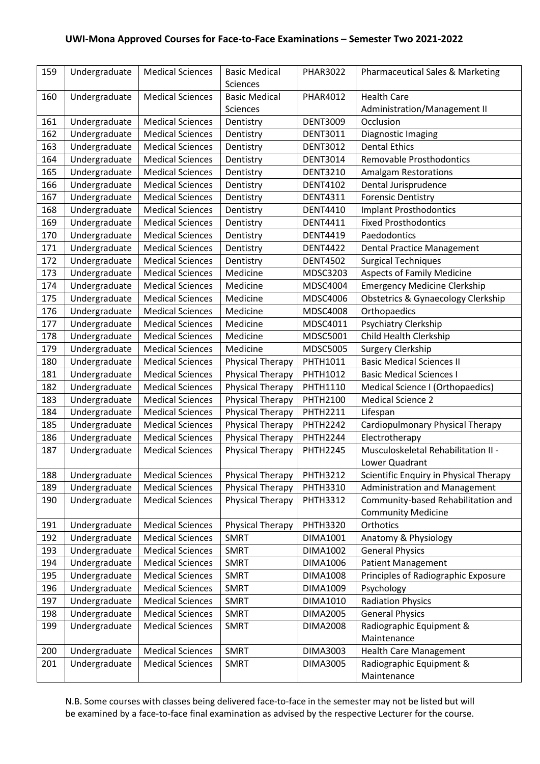## UWI-Mona Approved Courses for Face-to-Face Examinations – Semester Two 2021-2022

| | | | | | |
|---|---|---|---|---|---|
| 159 | Undergraduate | Medical Sciences | Basic Medical Sciences | PHAR3022 | Pharmaceutical Sales & Marketing |
| 160 | Undergraduate | Medical Sciences | Basic Medical Sciences | PHAR4012 | Health Care Administration/Management II |
| 161 | Undergraduate | Medical Sciences | Dentistry | DENT3009 | Occlusion |
| 162 | Undergraduate | Medical Sciences | Dentistry | DENT3011 | Diagnostic Imaging |
| 163 | Undergraduate | Medical Sciences | Dentistry | DENT3012 | Dental Ethics |
| 164 | Undergraduate | Medical Sciences | Dentistry | DENT3014 | Removable Prosthodontics |
| 165 | Undergraduate | Medical Sciences | Dentistry | DENT3210 | Amalgam Restorations |
| 166 | Undergraduate | Medical Sciences | Dentistry | DENT4102 | Dental Jurisprudence |
| 167 | Undergraduate | Medical Sciences | Dentistry | DENT4311 | Forensic Dentistry |
| 168 | Undergraduate | Medical Sciences | Dentistry | DENT4410 | Implant Prosthodontics |
| 169 | Undergraduate | Medical Sciences | Dentistry | DENT4411 | Fixed Prosthodontics |
| 170 | Undergraduate | Medical Sciences | Dentistry | DENT4419 | Paedodontics |
| 171 | Undergraduate | Medical Sciences | Dentistry | DENT4422 | Dental Practice Management |
| 172 | Undergraduate | Medical Sciences | Dentistry | DENT4502 | Surgical Techniques |
| 173 | Undergraduate | Medical Sciences | Medicine | MDSC3203 | Aspects of Family Medicine |
| 174 | Undergraduate | Medical Sciences | Medicine | MDSC4004 | Emergency Medicine Clerkship |
| 175 | Undergraduate | Medical Sciences | Medicine | MDSC4006 | Obstetrics & Gynaecology Clerkship |
| 176 | Undergraduate | Medical Sciences | Medicine | MDSC4008 | Orthopaedics |
| 177 | Undergraduate | Medical Sciences | Medicine | MDSC4011 | Psychiatry Clerkship |
| 178 | Undergraduate | Medical Sciences | Medicine | MDSC5001 | Child Health Clerkship |
| 179 | Undergraduate | Medical Sciences | Medicine | MDSC5005 | Surgery Clerkship |
| 180 | Undergraduate | Medical Sciences | Physical Therapy | PHTH1011 | Basic Medical Sciences II |
| 181 | Undergraduate | Medical Sciences | Physical Therapy | PHTH1012 | Basic Medical Sciences I |
| 182 | Undergraduate | Medical Sciences | Physical Therapy | PHTH1110 | Medical Science I (Orthopaedics) |
| 183 | Undergraduate | Medical Sciences | Physical Therapy | PHTH2100 | Medical Science 2 |
| 184 | Undergraduate | Medical Sciences | Physical Therapy | PHTH2211 | Lifespan |
| 185 | Undergraduate | Medical Sciences | Physical Therapy | PHTH2242 | Cardiopulmonary Physical Therapy |
| 186 | Undergraduate | Medical Sciences | Physical Therapy | PHTH2244 | Electrotherapy |
| 187 | Undergraduate | Medical Sciences | Physical Therapy | PHTH2245 | Musculoskeletal Rehabilitation II - Lower Quadrant |
| 188 | Undergraduate | Medical Sciences | Physical Therapy | PHTH3212 | Scientific Enquiry in Physical Therapy |
| 189 | Undergraduate | Medical Sciences | Physical Therapy | PHTH3310 | Administration and Management |
| 190 | Undergraduate | Medical Sciences | Physical Therapy | PHTH3312 | Community-based Rehabilitation and Community Medicine |
| 191 | Undergraduate | Medical Sciences | Physical Therapy | PHTH3320 | Orthotics |
| 192 | Undergraduate | Medical Sciences | SMRT | DIMA1001 | Anatomy & Physiology |
| 193 | Undergraduate | Medical Sciences | SMRT | DIMA1002 | General Physics |
| 194 | Undergraduate | Medical Sciences | SMRT | DIMA1006 | Patient Management |
| 195 | Undergraduate | Medical Sciences | SMRT | DIMA1008 | Principles of Radiographic Exposure |
| 196 | Undergraduate | Medical Sciences | SMRT | DIMA1009 | Psychology |
| 197 | Undergraduate | Medical Sciences | SMRT | DIMA1010 | Radiation Physics |
| 198 | Undergraduate | Medical Sciences | SMRT | DIMA2005 | General Physics |
| 199 | Undergraduate | Medical Sciences | SMRT | DIMA2008 | Radiographic Equipment & Maintenance |
| 200 | Undergraduate | Medical Sciences | SMRT | DIMA3003 | Health Care Management |
| 201 | Undergraduate | Medical Sciences | SMRT | DIMA3005 | Radiographic Equipment & Maintenance |

N.B. Some courses with classes being delivered face-to-face in the semester may not be listed but will be examined by a face-to-face final examination as advised by the respective Lecturer for the course.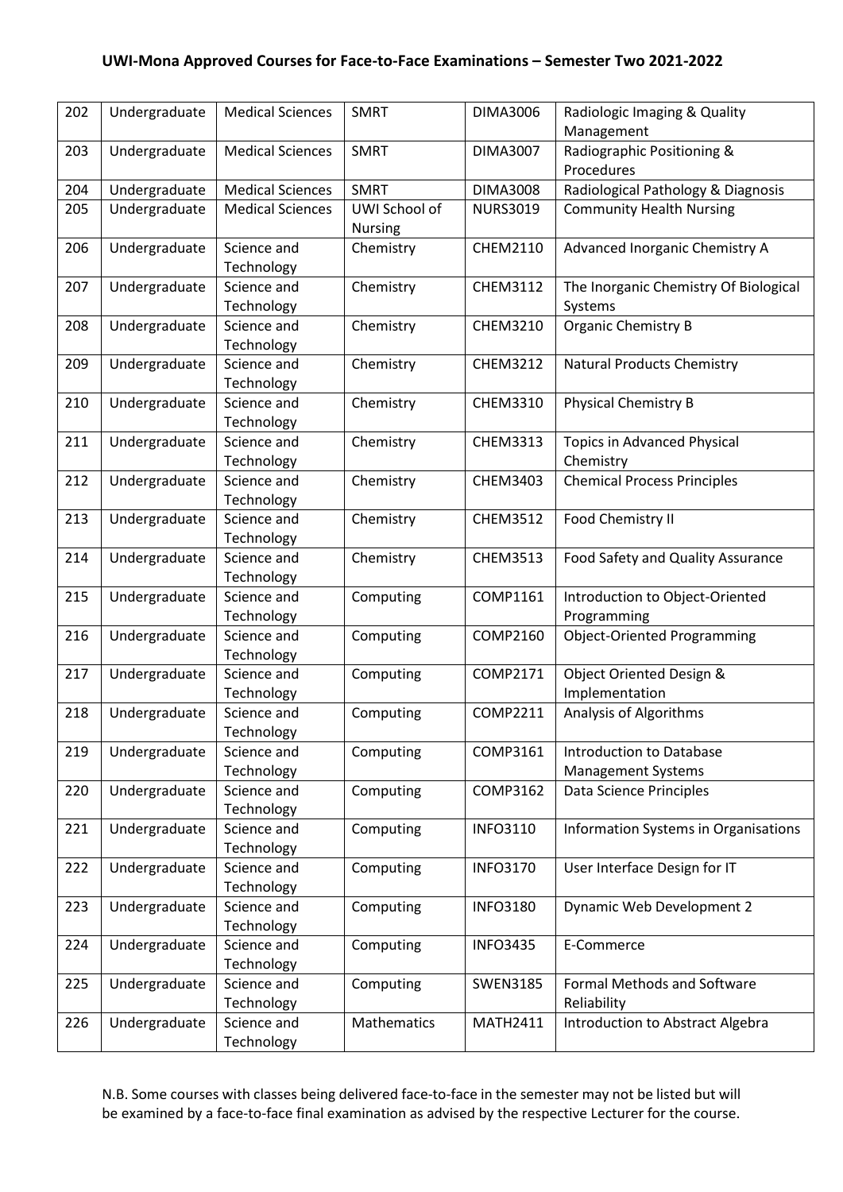## UWI-Mona Approved Courses for Face-to-Face Examinations – Semester Two 2021-2022

| | | | | | |
|---|---|---|---|---|---|
| 202 | Undergraduate | Medical Sciences | SMRT | DIMA3006 | Radiologic Imaging & Quality Management |
| 203 | Undergraduate | Medical Sciences | SMRT | DIMA3007 | Radiographic Positioning & Procedures |
| 204 | Undergraduate | Medical Sciences | SMRT | DIMA3008 | Radiological Pathology & Diagnosis |
| 205 | Undergraduate | Medical Sciences | UWI School of Nursing | NURS3019 | Community Health Nursing |
| 206 | Undergraduate | Science and Technology | Chemistry | CHEM2110 | Advanced Inorganic Chemistry A |
| 207 | Undergraduate | Science and Technology | Chemistry | CHEM3112 | The Inorganic Chemistry Of Biological Systems |
| 208 | Undergraduate | Science and Technology | Chemistry | CHEM3210 | Organic Chemistry B |
| 209 | Undergraduate | Science and Technology | Chemistry | CHEM3212 | Natural Products Chemistry |
| 210 | Undergraduate | Science and Technology | Chemistry | CHEM3310 | Physical Chemistry B |
| 211 | Undergraduate | Science and Technology | Chemistry | CHEM3313 | Topics in Advanced Physical Chemistry |
| 212 | Undergraduate | Science and Technology | Chemistry | CHEM3403 | Chemical Process Principles |
| 213 | Undergraduate | Science and Technology | Chemistry | CHEM3512 | Food Chemistry II |
| 214 | Undergraduate | Science and Technology | Chemistry | CHEM3513 | Food Safety and Quality Assurance |
| 215 | Undergraduate | Science and Technology | Computing | COMP1161 | Introduction to Object-Oriented Programming |
| 216 | Undergraduate | Science and Technology | Computing | COMP2160 | Object-Oriented Programming |
| 217 | Undergraduate | Science and Technology | Computing | COMP2171 | Object Oriented Design & Implementation |
| 218 | Undergraduate | Science and Technology | Computing | COMP2211 | Analysis of Algorithms |
| 219 | Undergraduate | Science and Technology | Computing | COMP3161 | Introduction to Database Management Systems |
| 220 | Undergraduate | Science and Technology | Computing | COMP3162 | Data Science Principles |
| 221 | Undergraduate | Science and Technology | Computing | INFO3110 | Information Systems in Organisations |
| 222 | Undergraduate | Science and Technology | Computing | INFO3170 | User Interface Design for IT |
| 223 | Undergraduate | Science and Technology | Computing | INFO3180 | Dynamic Web Development 2 |
| 224 | Undergraduate | Science and Technology | Computing | INFO3435 | E-Commerce |
| 225 | Undergraduate | Science and Technology | Computing | SWEN3185 | Formal Methods and Software Reliability |
| 226 | Undergraduate | Science and Technology | Mathematics | MATH2411 | Introduction to Abstract Algebra |

N.B. Some courses with classes being delivered face-to-face in the semester may not be listed but will be examined by a face-to-face final examination as advised by the respective Lecturer for the course.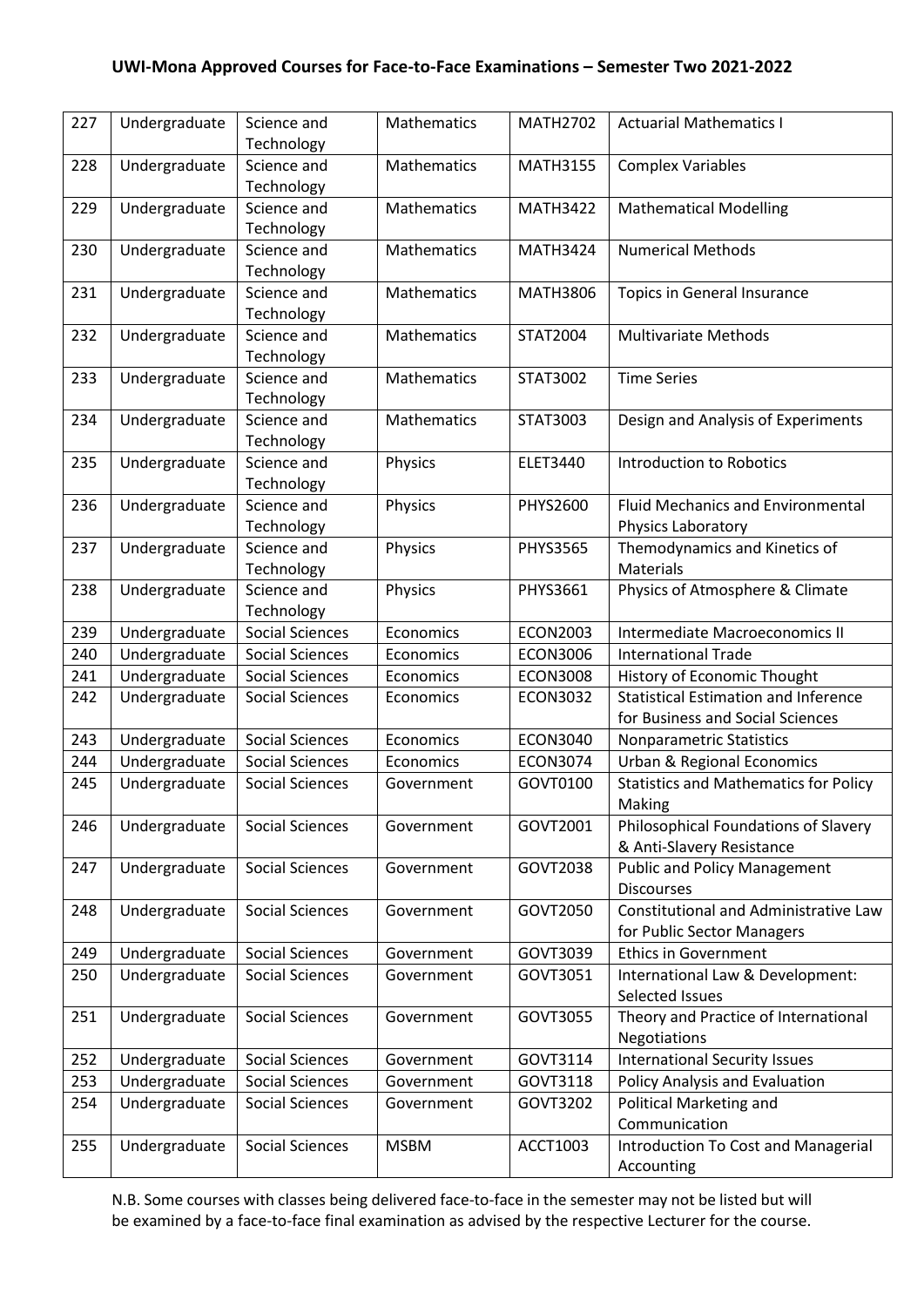# UWI-Mona Approved Courses for Face-to-Face Examinations – Semester Two 2021-2022

| | | | | | |
|---|---|---|---|---|---|
| 227 | Undergraduate | Science and Technology | Mathematics | MATH2702 | Actuarial Mathematics I |
| 228 | Undergraduate | Science and Technology | Mathematics | MATH3155 | Complex Variables |
| 229 | Undergraduate | Science and Technology | Mathematics | MATH3422 | Mathematical Modelling |
| 230 | Undergraduate | Science and Technology | Mathematics | MATH3424 | Numerical Methods |
| 231 | Undergraduate | Science and Technology | Mathematics | MATH3806 | Topics in General Insurance |
| 232 | Undergraduate | Science and Technology | Mathematics | STAT2004 | Multivariate Methods |
| 233 | Undergraduate | Science and Technology | Mathematics | STAT3002 | Time Series |
| 234 | Undergraduate | Science and Technology | Mathematics | STAT3003 | Design and Analysis of Experiments |
| 235 | Undergraduate | Science and Technology | Physics | ELET3440 | Introduction to Robotics |
| 236 | Undergraduate | Science and Technology | Physics | PHYS2600 | Fluid Mechanics and Environmental Physics Laboratory |
| 237 | Undergraduate | Science and Technology | Physics | PHYS3565 | Themodynamics and Kinetics of Materials |
| 238 | Undergraduate | Science and Technology | Physics | PHYS3661 | Physics of Atmosphere & Climate |
| 239 | Undergraduate | Social Sciences | Economics | ECON2003 | Intermediate Macroeconomics II |
| 240 | Undergraduate | Social Sciences | Economics | ECON3006 | International Trade |
| 241 | Undergraduate | Social Sciences | Economics | ECON3008 | History of Economic Thought |
| 242 | Undergraduate | Social Sciences | Economics | ECON3032 | Statistical Estimation and Inference for Business and Social Sciences |
| 243 | Undergraduate | Social Sciences | Economics | ECON3040 | Nonparametric Statistics |
| 244 | Undergraduate | Social Sciences | Economics | ECON3074 | Urban & Regional Economics |
| 245 | Undergraduate | Social Sciences | Government | GOVT0100 | Statistics and Mathematics for Policy Making |
| 246 | Undergraduate | Social Sciences | Government | GOVT2001 | Philosophical Foundations of Slavery & Anti-Slavery Resistance |
| 247 | Undergraduate | Social Sciences | Government | GOVT2038 | Public and Policy Management Discourses |
| 248 | Undergraduate | Social Sciences | Government | GOVT2050 | Constitutional and Administrative Law for Public Sector Managers |
| 249 | Undergraduate | Social Sciences | Government | GOVT3039 | Ethics in Government |
| 250 | Undergraduate | Social Sciences | Government | GOVT3051 | International Law & Development: Selected Issues |
| 251 | Undergraduate | Social Sciences | Government | GOVT3055 | Theory and Practice of International Negotiations |
| 252 | Undergraduate | Social Sciences | Government | GOVT3114 | International Security Issues |
| 253 | Undergraduate | Social Sciences | Government | GOVT3118 | Policy Analysis and Evaluation |
| 254 | Undergraduate | Social Sciences | Government | GOVT3202 | Political Marketing and Communication |
| 255 | Undergraduate | Social Sciences | MSBM | ACCT1003 | Introduction To Cost and Managerial Accounting |

N.B. Some courses with classes being delivered face-to-face in the semester may not be listed but will be examined by a face-to-face final examination as advised by the respective Lecturer for the course.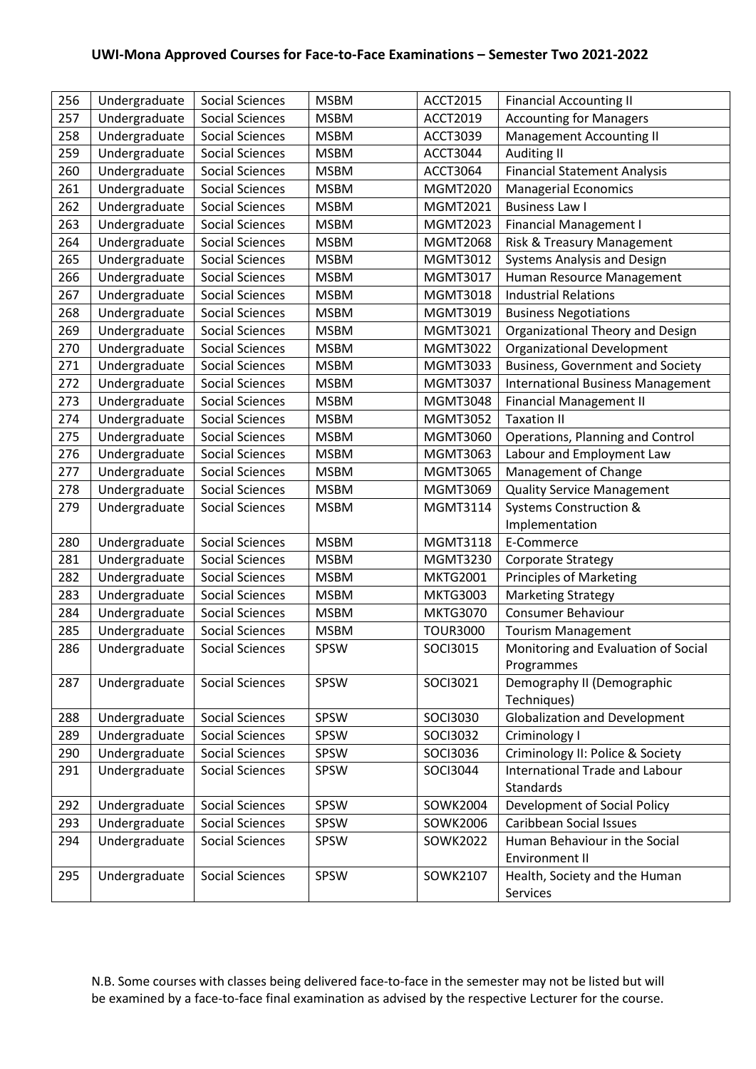# UWI-Mona Approved Courses for Face-to-Face Examinations – Semester Two 2021-2022

| | | | | | |
|---|---|---|---|---|---|
| 256 | Undergraduate | Social Sciences | MSBM | ACCT2015 | Financial Accounting II |
| 257 | Undergraduate | Social Sciences | MSBM | ACCT2019 | Accounting for Managers |
| 258 | Undergraduate | Social Sciences | MSBM | ACCT3039 | Management Accounting II |
| 259 | Undergraduate | Social Sciences | MSBM | ACCT3044 | Auditing II |
| 260 | Undergraduate | Social Sciences | MSBM | ACCT3064 | Financial Statement Analysis |
| 261 | Undergraduate | Social Sciences | MSBM | MGMT2020 | Managerial Economics |
| 262 | Undergraduate | Social Sciences | MSBM | MGMT2021 | Business Law I |
| 263 | Undergraduate | Social Sciences | MSBM | MGMT2023 | Financial Management I |
| 264 | Undergraduate | Social Sciences | MSBM | MGMT2068 | Risk & Treasury Management |
| 265 | Undergraduate | Social Sciences | MSBM | MGMT3012 | Systems Analysis and Design |
| 266 | Undergraduate | Social Sciences | MSBM | MGMT3017 | Human Resource Management |
| 267 | Undergraduate | Social Sciences | MSBM | MGMT3018 | Industrial Relations |
| 268 | Undergraduate | Social Sciences | MSBM | MGMT3019 | Business Negotiations |
| 269 | Undergraduate | Social Sciences | MSBM | MGMT3021 | Organizational Theory and Design |
| 270 | Undergraduate | Social Sciences | MSBM | MGMT3022 | Organizational Development |
| 271 | Undergraduate | Social Sciences | MSBM | MGMT3033 | Business, Government and Society |
| 272 | Undergraduate | Social Sciences | MSBM | MGMT3037 | International Business Management |
| 273 | Undergraduate | Social Sciences | MSBM | MGMT3048 | Financial Management II |
| 274 | Undergraduate | Social Sciences | MSBM | MGMT3052 | Taxation II |
| 275 | Undergraduate | Social Sciences | MSBM | MGMT3060 | Operations, Planning and Control |
| 276 | Undergraduate | Social Sciences | MSBM | MGMT3063 | Labour and Employment Law |
| 277 | Undergraduate | Social Sciences | MSBM | MGMT3065 | Management of Change |
| 278 | Undergraduate | Social Sciences | MSBM | MGMT3069 | Quality Service Management |
| 279 | Undergraduate | Social Sciences | MSBM | MGMT3114 | Systems Construction & Implementation |
| 280 | Undergraduate | Social Sciences | MSBM | MGMT3118 | E-Commerce |
| 281 | Undergraduate | Social Sciences | MSBM | MGMT3230 | Corporate Strategy |
| 282 | Undergraduate | Social Sciences | MSBM | MKTG2001 | Principles of Marketing |
| 283 | Undergraduate | Social Sciences | MSBM | MKTG3003 | Marketing Strategy |
| 284 | Undergraduate | Social Sciences | MSBM | MKTG3070 | Consumer Behaviour |
| 285 | Undergraduate | Social Sciences | MSBM | TOUR3000 | Tourism Management |
| 286 | Undergraduate | Social Sciences | SPSW | SOCI3015 | Monitoring and Evaluation of Social Programmes |
| 287 | Undergraduate | Social Sciences | SPSW | SOCI3021 | Demography II (Demographic Techniques) |
| 288 | Undergraduate | Social Sciences | SPSW | SOCI3030 | Globalization and Development |
| 289 | Undergraduate | Social Sciences | SPSW | SOCI3032 | Criminology I |
| 290 | Undergraduate | Social Sciences | SPSW | SOCI3036 | Criminology II: Police & Society |
| 291 | Undergraduate | Social Sciences | SPSW | SOCI3044 | International Trade and Labour Standards |
| 292 | Undergraduate | Social Sciences | SPSW | SOWK2004 | Development of Social Policy |
| 293 | Undergraduate | Social Sciences | SPSW | SOWK2006 | Caribbean Social Issues |
| 294 | Undergraduate | Social Sciences | SPSW | SOWK2022 | Human Behaviour in the Social Environment II |
| 295 | Undergraduate | Social Sciences | SPSW | SOWK2107 | Health, Society and the Human Services |

N.B. Some courses with classes being delivered face-to-face in the semester may not be listed but will be examined by a face-to-face final examination as advised by the respective Lecturer for the course.